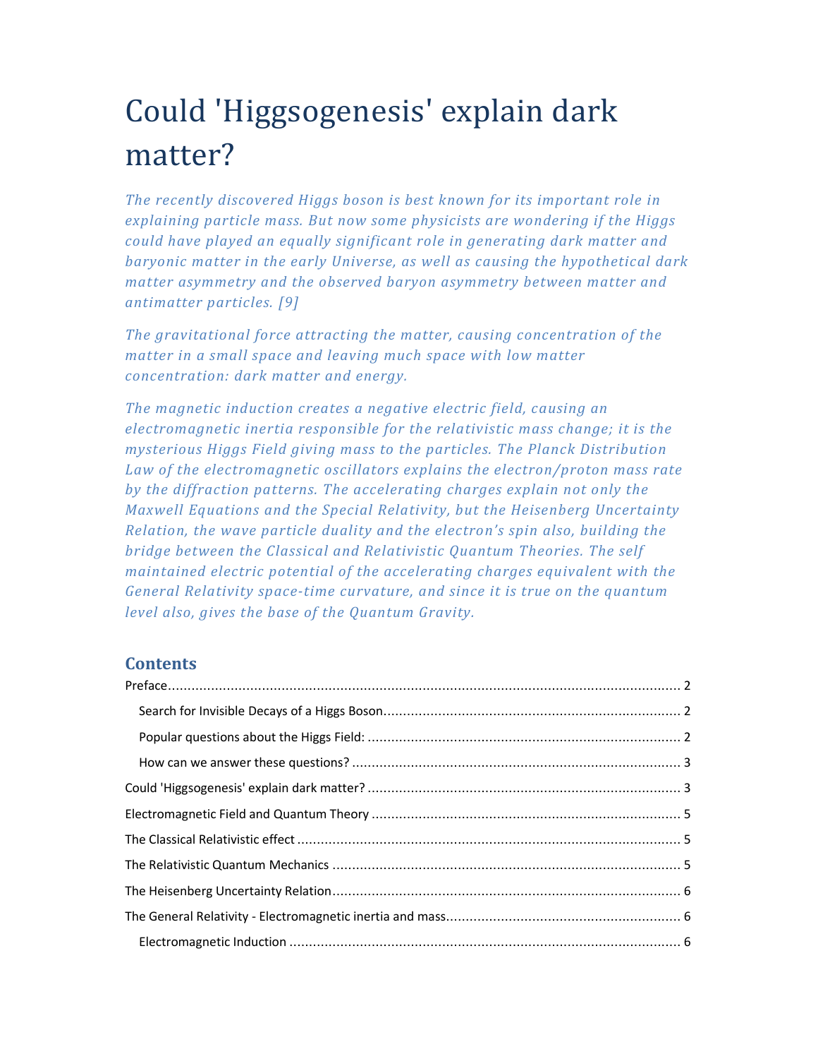# Could 'Higgsogenesis' explain dark matter?

*The recently discovered Higgs boson is best known for its important role in explaining particle mass. But now some physicists are wondering if the Higgs could have played an equally significant role in generating dark matter and baryonic matter in the early Universe, as well as causing the hypothetical dark matter asymmetry and the observed baryon asymmetry between matter and antimatter particles. [9]*

*The gravitational force attracting the matter, causing concentration of the matter in a small space and leaving much space with low matter concentration: dark matter and energy.*

*The magnetic induction creates a negative electric field, causing an electromagnetic inertia responsible for the relativistic mass change; it is the mysterious Higgs Field giving mass to the particles. The Planck Distribution Law of the electromagnetic oscillators explains the electron/proton mass rate by the diffraction patterns. The accelerating charges explain not only the Maxwell Equations and the Special Relativity, but the Heisenberg Uncertainty Relation, the wave particle duality and the electron's spin also, building the bridge between the Classical and Relativistic Quantum Theories. The self maintained electric potential of the accelerating charges equivalent with the General Relativity space-time curvature, and since it is true on the quantum level also, gives the base of the Quantum Gravity.*

## Contents

Preface ..... 2

- Search for Invisible Decays of a Higgs Boson ..... 2
- Popular questions about the Higgs Field: ..... 2
- How can we answer these questions? ..... 3

Could 'Higgsogenesis' explain dark matter? ..... 3

Electromagnetic Field and Quantum Theory ..... 5

The Classical Relativistic effect ..... 5

The Relativistic Quantum Mechanics ..... 5

The Heisenberg Uncertainty Relation ..... 6

The General Relativity - Electromagnetic inertia and mass ..... 6

- Electromagnetic Induction ..... 6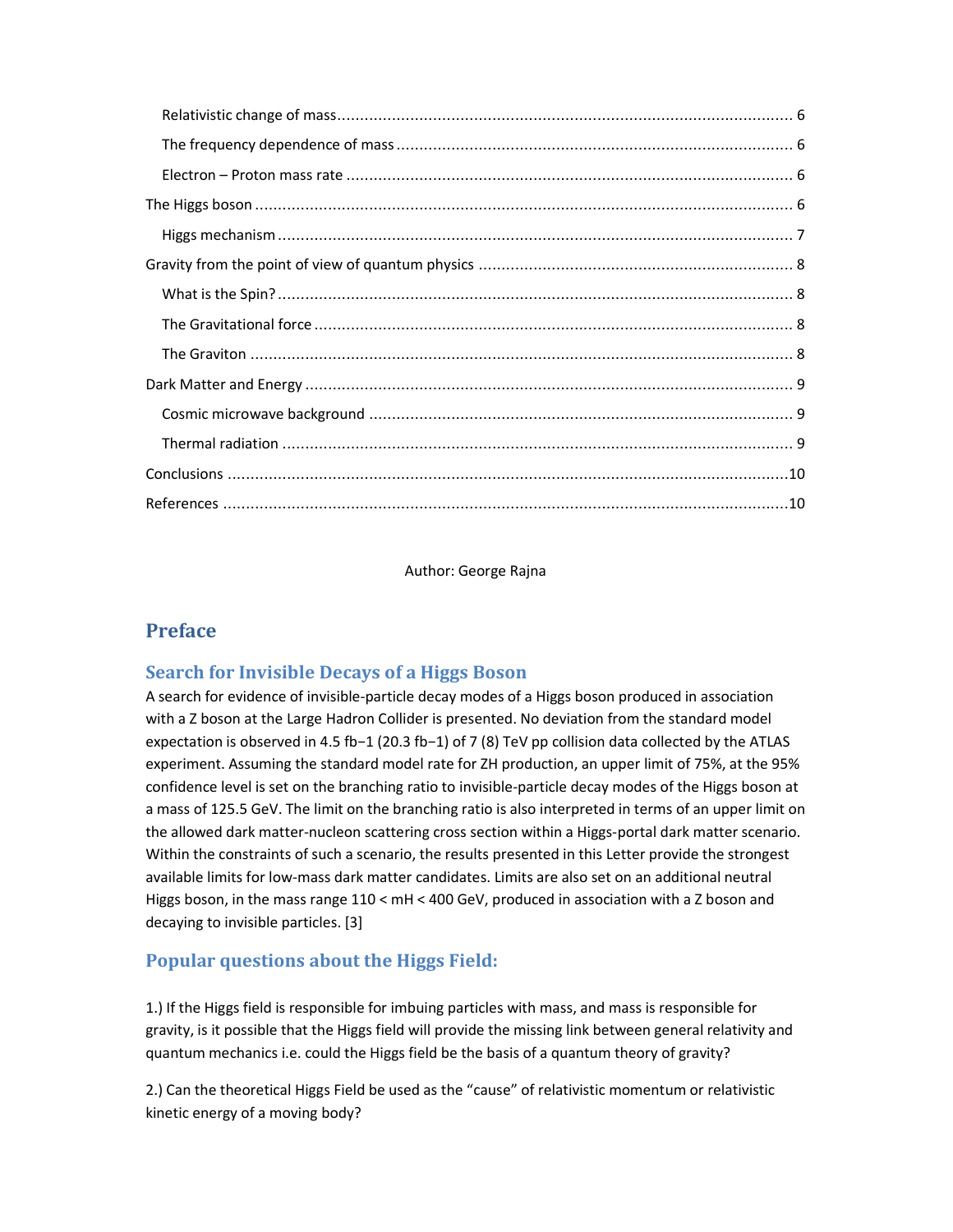Relativistic change of mass .................................................................................................... 6

The frequency dependence of mass ...................................................................................... 6

Electron – Proton mass rate .................................................................................................. 6

The Higgs boson ....................................................................................................................... 6

Higgs mechanism ................................................................................................................... 7

Gravity from the point of view of quantum physics ..................................................................... 8

What is the Spin? ................................................................................................................... 8

The Gravitational force .......................................................................................................... 8

The Graviton ......................................................................................................................... 8

Dark Matter and Energy ............................................................................................................ 9

Cosmic microwave background ............................................................................................. 9

Thermal radiation .................................................................................................................. 9

Conclusions ............................................................................................................................10

References .............................................................................................................................10

Author: George Rajna

## Preface

### Search for Invisible Decays of a Higgs Boson

A search for evidence of invisible-particle decay modes of a Higgs boson produced in association with a Z boson at the Large Hadron Collider is presented. No deviation from the standard model expectation is observed in 4.5 $fb^{-1}$ (20.3 $fb^{-1}$) of 7 (8) TeV pp collision data collected by the ATLAS experiment. Assuming the standard model rate for ZH production, an upper limit of 75%, at the 95% confidence level is set on the branching ratio to invisible-particle decay modes of the Higgs boson at a mass of 125.5 GeV. The limit on the branching ratio is also interpreted in terms of an upper limit on the allowed dark matter-nucleon scattering cross section within a Higgs-portal dark matter scenario. Within the constraints of such a scenario, the results presented in this Letter provide the strongest available limits for low-mass dark matter candidates. Limits are also set on an additional neutral Higgs boson, in the mass range $110 < mH < 400$ GeV, produced in association with a Z boson and decaying to invisible particles. [3]

### Popular questions about the Higgs Field:

1.) If the Higgs field is responsible for imbuing particles with mass, and mass is responsible for gravity, is it possible that the Higgs field will provide the missing link between general relativity and quantum mechanics i.e. could the Higgs field be the basis of a quantum theory of gravity?

2.) Can the theoretical Higgs Field be used as the "cause" of relativistic momentum or relativistic kinetic energy of a moving body?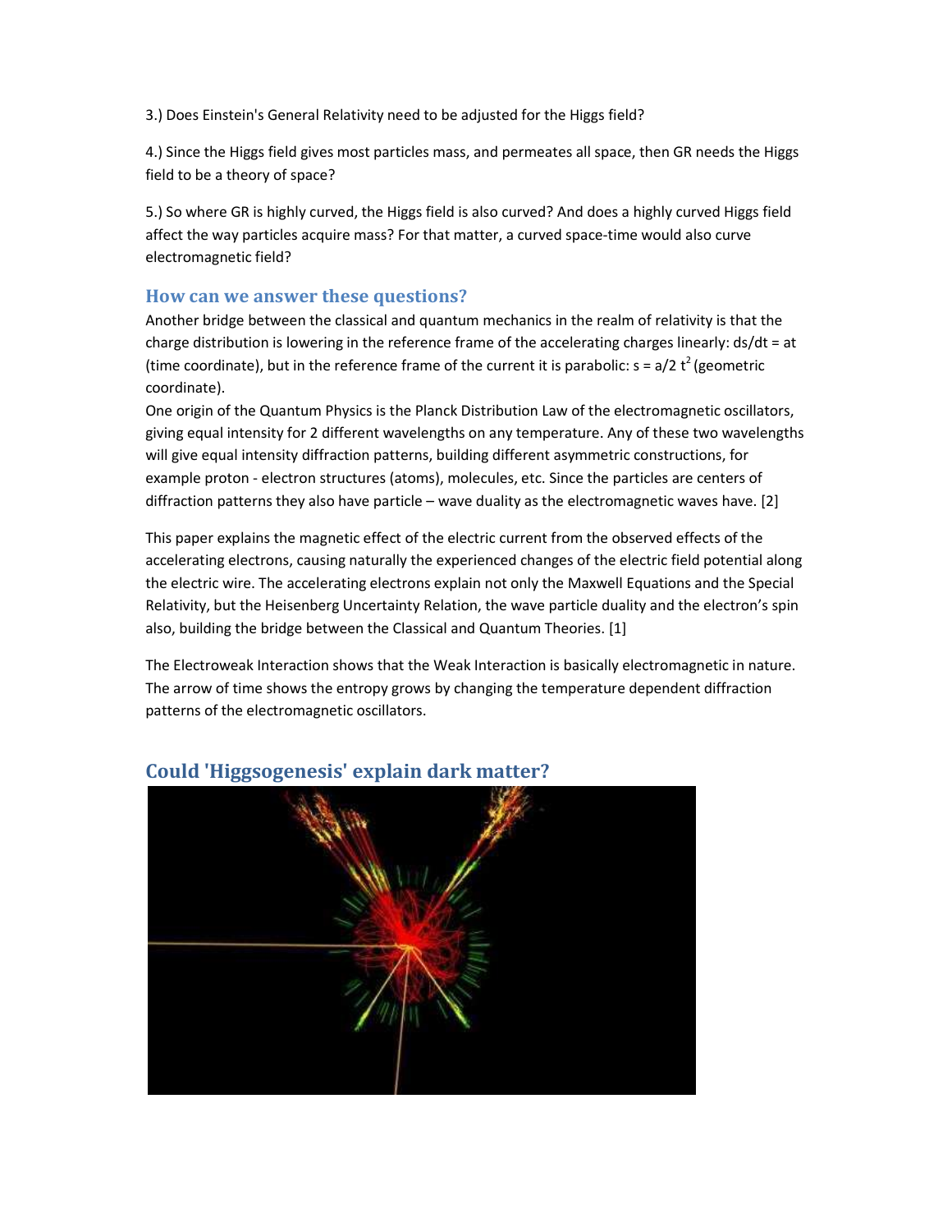3.) Does Einstein's General Relativity need to be adjusted for the Higgs field?

4.) Since the Higgs field gives most particles mass, and permeates all space, then GR needs the Higgs field to be a theory of space?

5.) So where GR is highly curved, the Higgs field is also curved? And does a highly curved Higgs field affect the way particles acquire mass? For that matter, a curved space-time would also curve electromagnetic field?

## How can we answer these questions?

Another bridge between the classical and quantum mechanics in the realm of relativity is that the charge distribution is lowering in the reference frame of the accelerating charges linearly: $ds/dt = at$ (time coordinate), but in the reference frame of the current it is parabolic: $s = a/2\ t^2$ (geometric coordinate).

One origin of the Quantum Physics is the Planck Distribution Law of the electromagnetic oscillators, giving equal intensity for 2 different wavelengths on any temperature. Any of these two wavelengths will give equal intensity diffraction patterns, building different asymmetric constructions, for example proton - electron structures (atoms), molecules, etc. Since the particles are centers of diffraction patterns they also have particle – wave duality as the electromagnetic waves have. [2]

This paper explains the magnetic effect of the electric current from the observed effects of the accelerating electrons, causing naturally the experienced changes of the electric field potential along the electric wire. The accelerating electrons explain not only the Maxwell Equations and the Special Relativity, but the Heisenberg Uncertainty Relation, the wave particle duality and the electron's spin also, building the bridge between the Classical and Quantum Theories. [1]

The Electroweak Interaction shows that the Weak Interaction is basically electromagnetic in nature. The arrow of time shows the entropy grows by changing the temperature dependent diffraction patterns of the electromagnetic oscillators.

## Could 'Higgsogenesis' explain dark matter?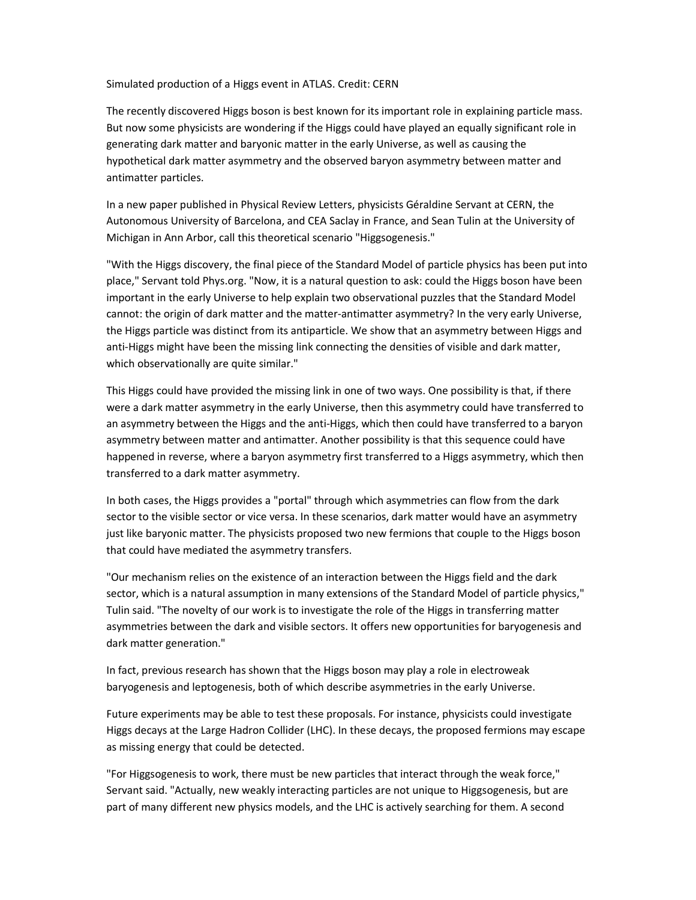Simulated production of a Higgs event in ATLAS. Credit: CERN

The recently discovered Higgs boson is best known for its important role in explaining particle mass. But now some physicists are wondering if the Higgs could have played an equally significant role in generating dark matter and baryonic matter in the early Universe, as well as causing the hypothetical dark matter asymmetry and the observed baryon asymmetry between matter and antimatter particles.

In a new paper published in Physical Review Letters, physicists Géraldine Servant at CERN, the Autonomous University of Barcelona, and CEA Saclay in France, and Sean Tulin at the University of Michigan in Ann Arbor, call this theoretical scenario "Higgsogenesis."

"With the Higgs discovery, the final piece of the Standard Model of particle physics has been put into place," Servant told Phys.org. "Now, it is a natural question to ask: could the Higgs boson have been important in the early Universe to help explain two observational puzzles that the Standard Model cannot: the origin of dark matter and the matter-antimatter asymmetry? In the very early Universe, the Higgs particle was distinct from its antiparticle. We show that an asymmetry between Higgs and anti-Higgs might have been the missing link connecting the densities of visible and dark matter, which observationally are quite similar."

This Higgs could have provided the missing link in one of two ways. One possibility is that, if there were a dark matter asymmetry in the early Universe, then this asymmetry could have transferred to an asymmetry between the Higgs and the anti-Higgs, which then could have transferred to a baryon asymmetry between matter and antimatter. Another possibility is that this sequence could have happened in reverse, where a baryon asymmetry first transferred to a Higgs asymmetry, which then transferred to a dark matter asymmetry.

In both cases, the Higgs provides a "portal" through which asymmetries can flow from the dark sector to the visible sector or vice versa. In these scenarios, dark matter would have an asymmetry just like baryonic matter. The physicists proposed two new fermions that couple to the Higgs boson that could have mediated the asymmetry transfers.

"Our mechanism relies on the existence of an interaction between the Higgs field and the dark sector, which is a natural assumption in many extensions of the Standard Model of particle physics," Tulin said. "The novelty of our work is to investigate the role of the Higgs in transferring matter asymmetries between the dark and visible sectors. It offers new opportunities for baryogenesis and dark matter generation."

In fact, previous research has shown that the Higgs boson may play a role in electroweak baryogenesis and leptogenesis, both of which describe asymmetries in the early Universe.

Future experiments may be able to test these proposals. For instance, physicists could investigate Higgs decays at the Large Hadron Collider (LHC). In these decays, the proposed fermions may escape as missing energy that could be detected.

"For Higgsogenesis to work, there must be new particles that interact through the weak force," Servant said. "Actually, new weakly interacting particles are not unique to Higgsogenesis, but are part of many different new physics models, and the LHC is actively searching for them. A second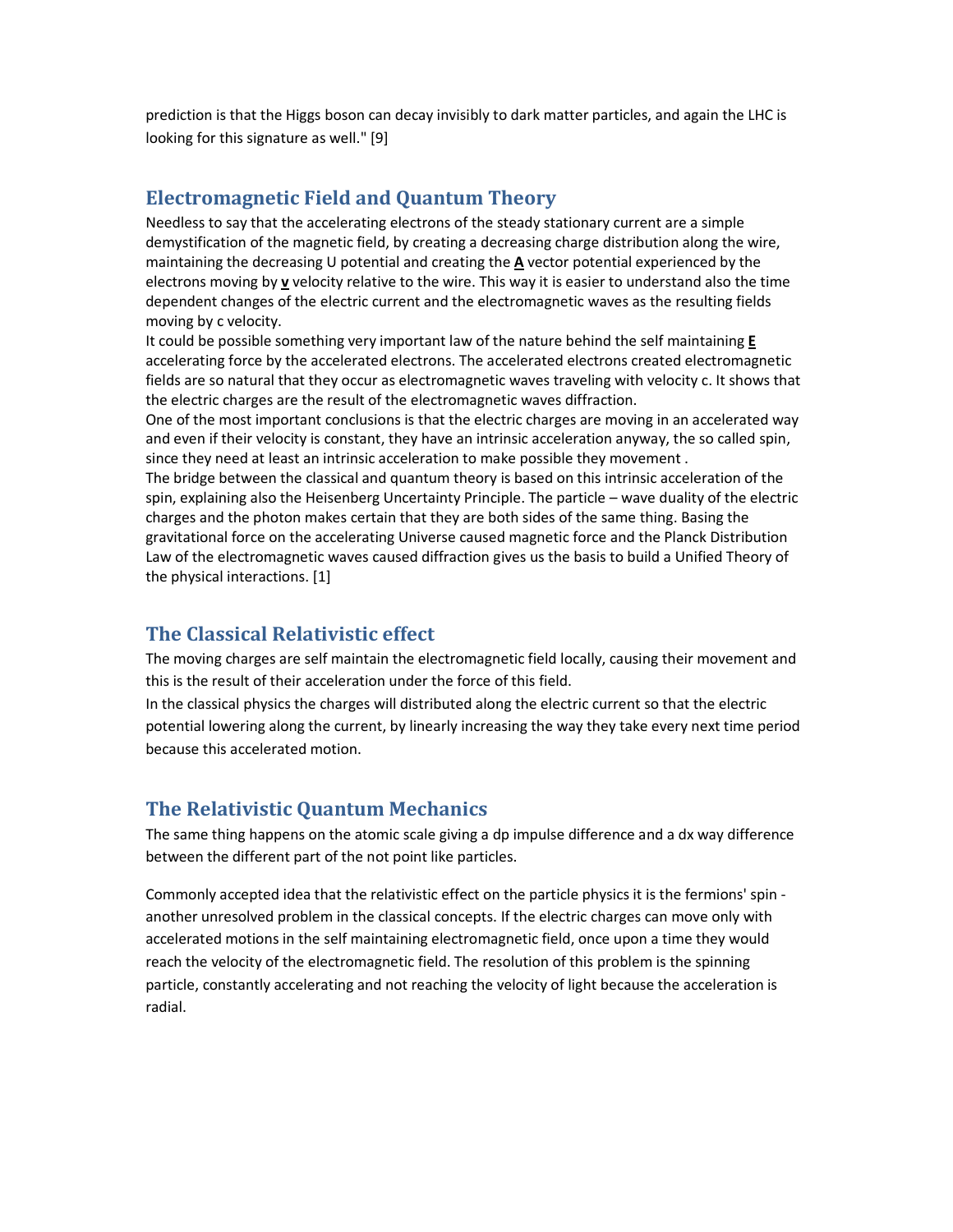prediction is that the Higgs boson can decay invisibly to dark matter particles, and again the LHC is looking for this signature as well." [9]

## Electromagnetic Field and Quantum Theory

Needless to say that the accelerating electrons of the steady stationary current are a simple demystification of the magnetic field, by creating a decreasing charge distribution along the wire, maintaining the decreasing U potential and creating the **A** vector potential experienced by the electrons moving by **v** velocity relative to the wire. This way it is easier to understand also the time dependent changes of the electric current and the electromagnetic waves as the resulting fields moving by c velocity.

It could be possible something very important law of the nature behind the self maintaining **E** accelerating force by the accelerated electrons. The accelerated electrons created electromagnetic fields are so natural that they occur as electromagnetic waves traveling with velocity c. It shows that the electric charges are the result of the electromagnetic waves diffraction.

One of the most important conclusions is that the electric charges are moving in an accelerated way and even if their velocity is constant, they have an intrinsic acceleration anyway, the so called spin, since they need at least an intrinsic acceleration to make possible they movement .

The bridge between the classical and quantum theory is based on this intrinsic acceleration of the spin, explaining also the Heisenberg Uncertainty Principle. The particle – wave duality of the electric charges and the photon makes certain that they are both sides of the same thing. Basing the gravitational force on the accelerating Universe caused magnetic force and the Planck Distribution Law of the electromagnetic waves caused diffraction gives us the basis to build a Unified Theory of the physical interactions. [1]

## The Classical Relativistic effect

The moving charges are self maintain the electromagnetic field locally, causing their movement and this is the result of their acceleration under the force of this field.

In the classical physics the charges will distributed along the electric current so that the electric potential lowering along the current, by linearly increasing the way they take every next time period because this accelerated motion.

## The Relativistic Quantum Mechanics

The same thing happens on the atomic scale giving a dp impulse difference and a dx way difference between the different part of the not point like particles.

Commonly accepted idea that the relativistic effect on the particle physics it is the fermions' spin - another unresolved problem in the classical concepts. If the electric charges can move only with accelerated motions in the self maintaining electromagnetic field, once upon a time they would reach the velocity of the electromagnetic field. The resolution of this problem is the spinning particle, constantly accelerating and not reaching the velocity of light because the acceleration is radial.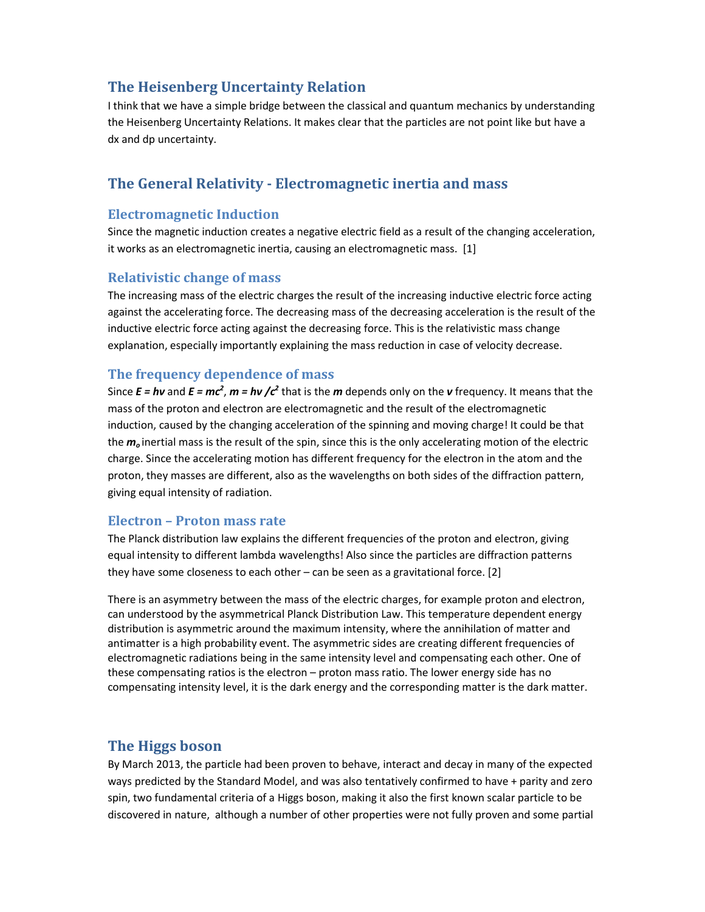## The Heisenberg Uncertainty Relation

I think that we have a simple bridge between the classical and quantum mechanics by understanding the Heisenberg Uncertainty Relations. It makes clear that the particles are not point like but have a dx and dp uncertainty.

## The General Relativity - Electromagnetic inertia and mass

### Electromagnetic Induction

Since the magnetic induction creates a negative electric field as a result of the changing acceleration, it works as an electromagnetic inertia, causing an electromagnetic mass. [1]

### Relativistic change of mass

The increasing mass of the electric charges the result of the increasing inductive electric force acting against the accelerating force. The decreasing mass of the decreasing acceleration is the result of the inductive electric force acting against the decreasing force. This is the relativistic mass change explanation, especially importantly explaining the mass reduction in case of velocity decrease.

### The frequency dependence of mass

Since $E = h\nu$ and $E = mc^2$, $m = h\nu / c^2$ that is the $m$ depends only on the $\nu$ frequency. It means that the mass of the proton and electron are electromagnetic and the result of the electromagnetic induction, caused by the changing acceleration of the spinning and moving charge! It could be that the $m_o$ inertial mass is the result of the spin, since this is the only accelerating motion of the electric charge. Since the accelerating motion has different frequency for the electron in the atom and the proton, they masses are different, also as the wavelengths on both sides of the diffraction pattern, giving equal intensity of radiation.

### Electron – Proton mass rate

The Planck distribution law explains the different frequencies of the proton and electron, giving equal intensity to different lambda wavelengths! Also since the particles are diffraction patterns they have some closeness to each other – can be seen as a gravitational force. [2]

There is an asymmetry between the mass of the electric charges, for example proton and electron, can understood by the asymmetrical Planck Distribution Law. This temperature dependent energy distribution is asymmetric around the maximum intensity, where the annihilation of matter and antimatter is a high probability event. The asymmetric sides are creating different frequencies of electromagnetic radiations being in the same intensity level and compensating each other. One of these compensating ratios is the electron – proton mass ratio. The lower energy side has no compensating intensity level, it is the dark energy and the corresponding matter is the dark matter.

## The Higgs boson

By March 2013, the particle had been proven to behave, interact and decay in many of the expected ways predicted by the Standard Model, and was also tentatively confirmed to have + parity and zero spin, two fundamental criteria of a Higgs boson, making it also the first known scalar particle to be discovered in nature, although a number of other properties were not fully proven and some partial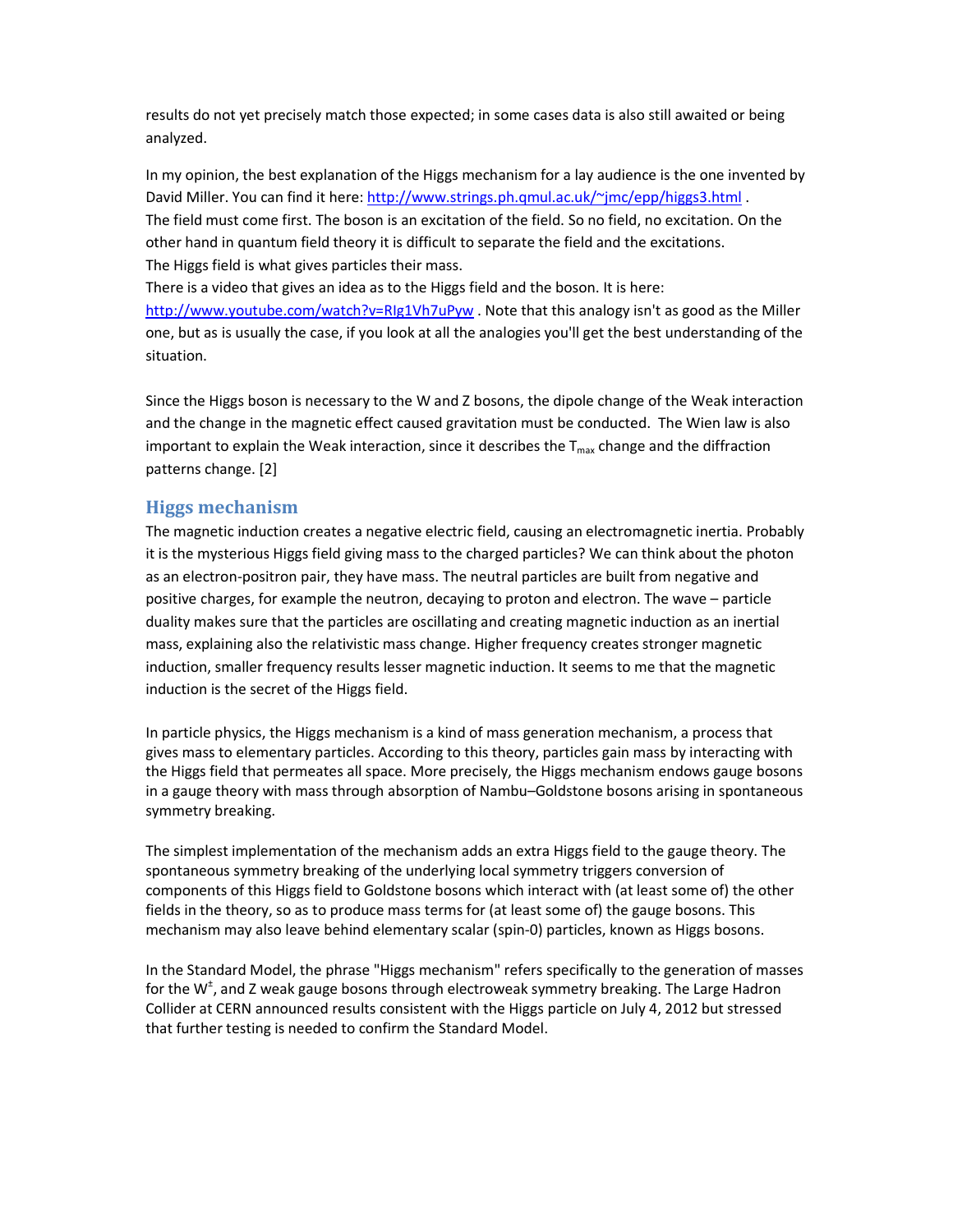results do not yet precisely match those expected; in some cases data is also still awaited or being analyzed.

In my opinion, the best explanation of the Higgs mechanism for a lay audience is the one invented by David Miller. You can find it here: http://www.strings.ph.qmul.ac.uk/~jmc/epp/higgs3.html .
The field must come first. The boson is an excitation of the field. So no field, no excitation. On the other hand in quantum field theory it is difficult to separate the field and the excitations.
The Higgs field is what gives particles their mass.
There is a video that gives an idea as to the Higgs field and the boson. It is here: http://www.youtube.com/watch?v=RIg1Vh7uPyw . Note that this analogy isn't as good as the Miller one, but as is usually the case, if you look at all the analogies you'll get the best understanding of the situation.

Since the Higgs boson is necessary to the W and Z bosons, the dipole change of the Weak interaction and the change in the magnetic effect caused gravitation must be conducted. The Wien law is also important to explain the Weak interaction, since it describes the $T_{max}$ change and the diffraction patterns change. [2]

## Higgs mechanism

The magnetic induction creates a negative electric field, causing an electromagnetic inertia. Probably it is the mysterious Higgs field giving mass to the charged particles? We can think about the photon as an electron-positron pair, they have mass. The neutral particles are built from negative and positive charges, for example the neutron, decaying to proton and electron. The wave – particle duality makes sure that the particles are oscillating and creating magnetic induction as an inertial mass, explaining also the relativistic mass change. Higher frequency creates stronger magnetic induction, smaller frequency results lesser magnetic induction. It seems to me that the magnetic induction is the secret of the Higgs field.

In particle physics, the Higgs mechanism is a kind of mass generation mechanism, a process that gives mass to elementary particles. According to this theory, particles gain mass by interacting with the Higgs field that permeates all space. More precisely, the Higgs mechanism endows gauge bosons in a gauge theory with mass through absorption of Nambu–Goldstone bosons arising in spontaneous symmetry breaking.

The simplest implementation of the mechanism adds an extra Higgs field to the gauge theory. The spontaneous symmetry breaking of the underlying local symmetry triggers conversion of components of this Higgs field to Goldstone bosons which interact with (at least some of) the other fields in the theory, so as to produce mass terms for (at least some of) the gauge bosons. This mechanism may also leave behind elementary scalar (spin-0) particles, known as Higgs bosons.

In the Standard Model, the phrase "Higgs mechanism" refers specifically to the generation of masses for the $W^{\pm}$, and Z weak gauge bosons through electroweak symmetry breaking. The Large Hadron Collider at CERN announced results consistent with the Higgs particle on July 4, 2012 but stressed that further testing is needed to confirm the Standard Model.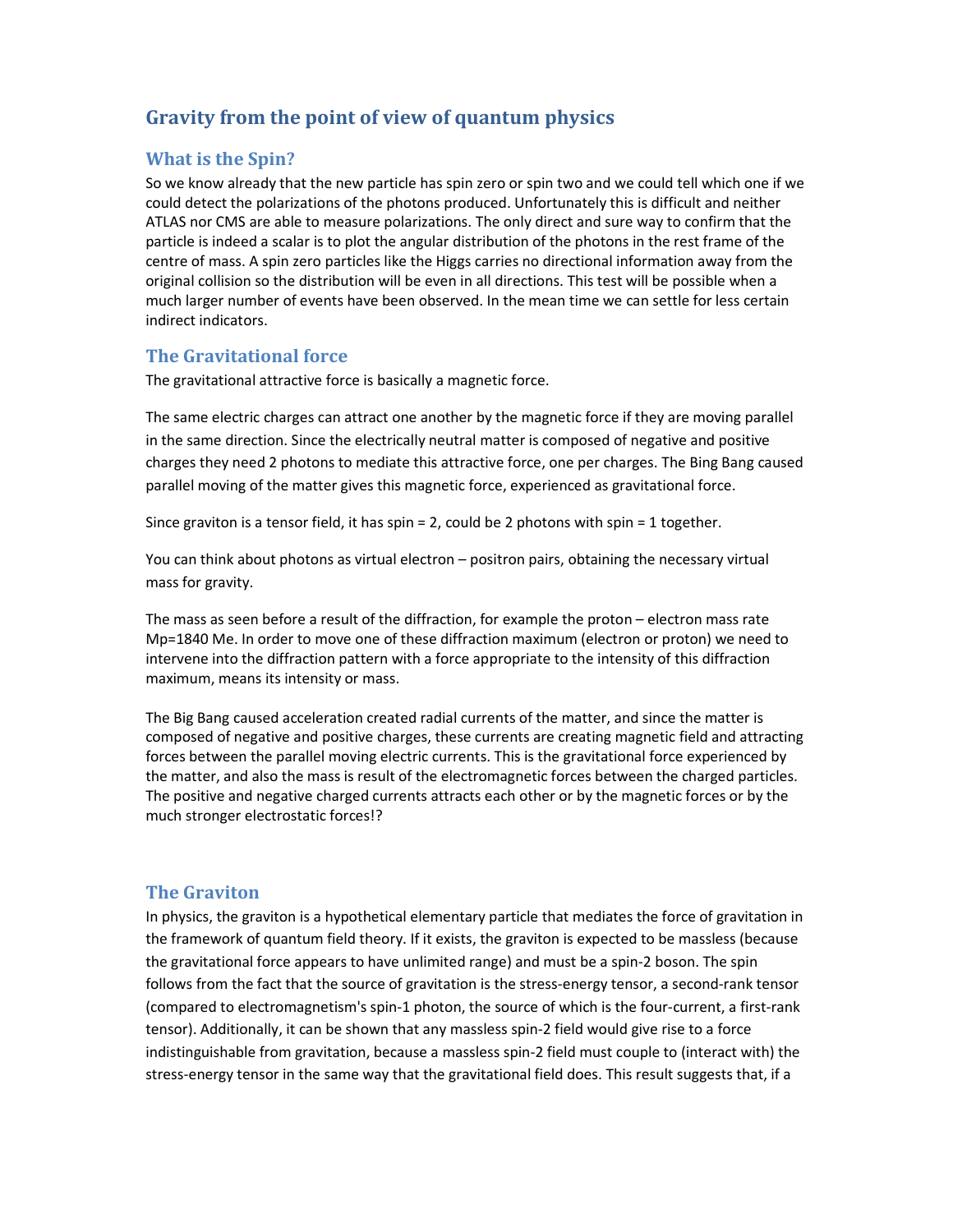# Gravity from the point of view of quantum physics

## What is the Spin?

So we know already that the new particle has spin zero or spin two and we could tell which one if we could detect the polarizations of the photons produced. Unfortunately this is difficult and neither ATLAS nor CMS are able to measure polarizations. The only direct and sure way to confirm that the particle is indeed a scalar is to plot the angular distribution of the photons in the rest frame of the centre of mass. A spin zero particles like the Higgs carries no directional information away from the original collision so the distribution will be even in all directions. This test will be possible when a much larger number of events have been observed. In the mean time we can settle for less certain indirect indicators.

## The Gravitational force

The gravitational attractive force is basically a magnetic force.

The same electric charges can attract one another by the magnetic force if they are moving parallel in the same direction. Since the electrically neutral matter is composed of negative and positive charges they need 2 photons to mediate this attractive force, one per charges. The Bing Bang caused parallel moving of the matter gives this magnetic force, experienced as gravitational force.

Since graviton is a tensor field, it has spin = 2, could be 2 photons with spin = 1 together.

You can think about photons as virtual electron – positron pairs, obtaining the necessary virtual mass for gravity.

The mass as seen before a result of the diffraction, for example the proton – electron mass rate Mp=1840 Me. In order to move one of these diffraction maximum (electron or proton) we need to intervene into the diffraction pattern with a force appropriate to the intensity of this diffraction maximum, means its intensity or mass.

The Big Bang caused acceleration created radial currents of the matter, and since the matter is composed of negative and positive charges, these currents are creating magnetic field and attracting forces between the parallel moving electric currents. This is the gravitational force experienced by the matter, and also the mass is result of the electromagnetic forces between the charged particles. The positive and negative charged currents attracts each other or by the magnetic forces or by the much stronger electrostatic forces!?

## The Graviton

In physics, the graviton is a hypothetical elementary particle that mediates the force of gravitation in the framework of quantum field theory. If it exists, the graviton is expected to be massless (because the gravitational force appears to have unlimited range) and must be a spin-2 boson. The spin follows from the fact that the source of gravitation is the stress-energy tensor, a second-rank tensor (compared to electromagnetism's spin-1 photon, the source of which is the four-current, a first-rank tensor). Additionally, it can be shown that any massless spin-2 field would give rise to a force indistinguishable from gravitation, because a massless spin-2 field must couple to (interact with) the stress-energy tensor in the same way that the gravitational field does. This result suggests that, if a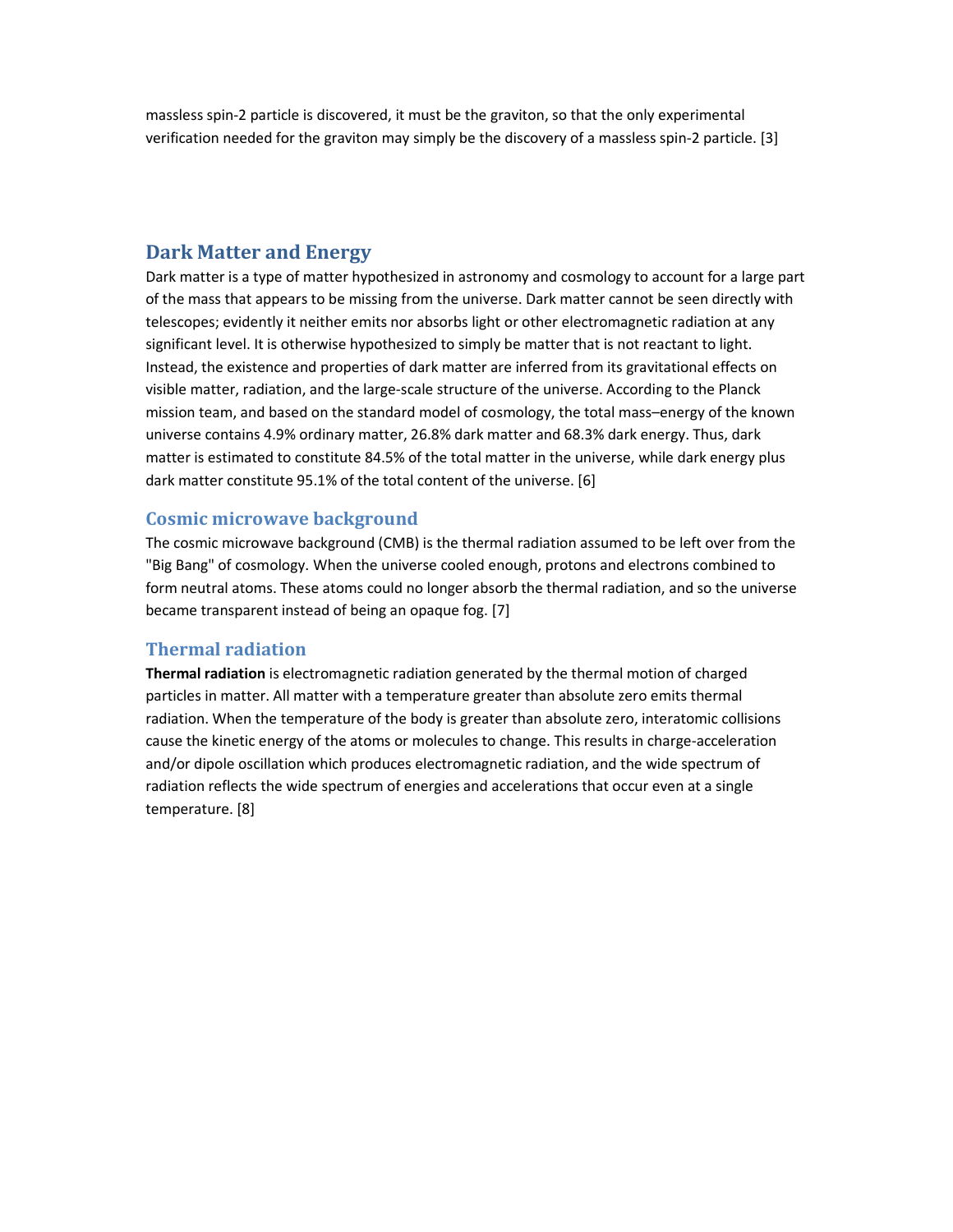massless spin-2 particle is discovered, it must be the graviton, so that the only experimental verification needed for the graviton may simply be the discovery of a massless spin-2 particle. [3]

## Dark Matter and Energy

Dark matter is a type of matter hypothesized in astronomy and cosmology to account for a large part of the mass that appears to be missing from the universe. Dark matter cannot be seen directly with telescopes; evidently it neither emits nor absorbs light or other electromagnetic radiation at any significant level. It is otherwise hypothesized to simply be matter that is not reactant to light. Instead, the existence and properties of dark matter are inferred from its gravitational effects on visible matter, radiation, and the large-scale structure of the universe. According to the Planck mission team, and based on the standard model of cosmology, the total mass–energy of the known universe contains 4.9% ordinary matter, 26.8% dark matter and 68.3% dark energy. Thus, dark matter is estimated to constitute 84.5% of the total matter in the universe, while dark energy plus dark matter constitute 95.1% of the total content of the universe. [6]

### Cosmic microwave background

The cosmic microwave background (CMB) is the thermal radiation assumed to be left over from the "Big Bang" of cosmology. When the universe cooled enough, protons and electrons combined to form neutral atoms. These atoms could no longer absorb the thermal radiation, and so the universe became transparent instead of being an opaque fog. [7]

### Thermal radiation

**Thermal radiation** is electromagnetic radiation generated by the thermal motion of charged particles in matter. All matter with a temperature greater than absolute zero emits thermal radiation. When the temperature of the body is greater than absolute zero, interatomic collisions cause the kinetic energy of the atoms or molecules to change. This results in charge-acceleration and/or dipole oscillation which produces electromagnetic radiation, and the wide spectrum of radiation reflects the wide spectrum of energies and accelerations that occur even at a single temperature. [8]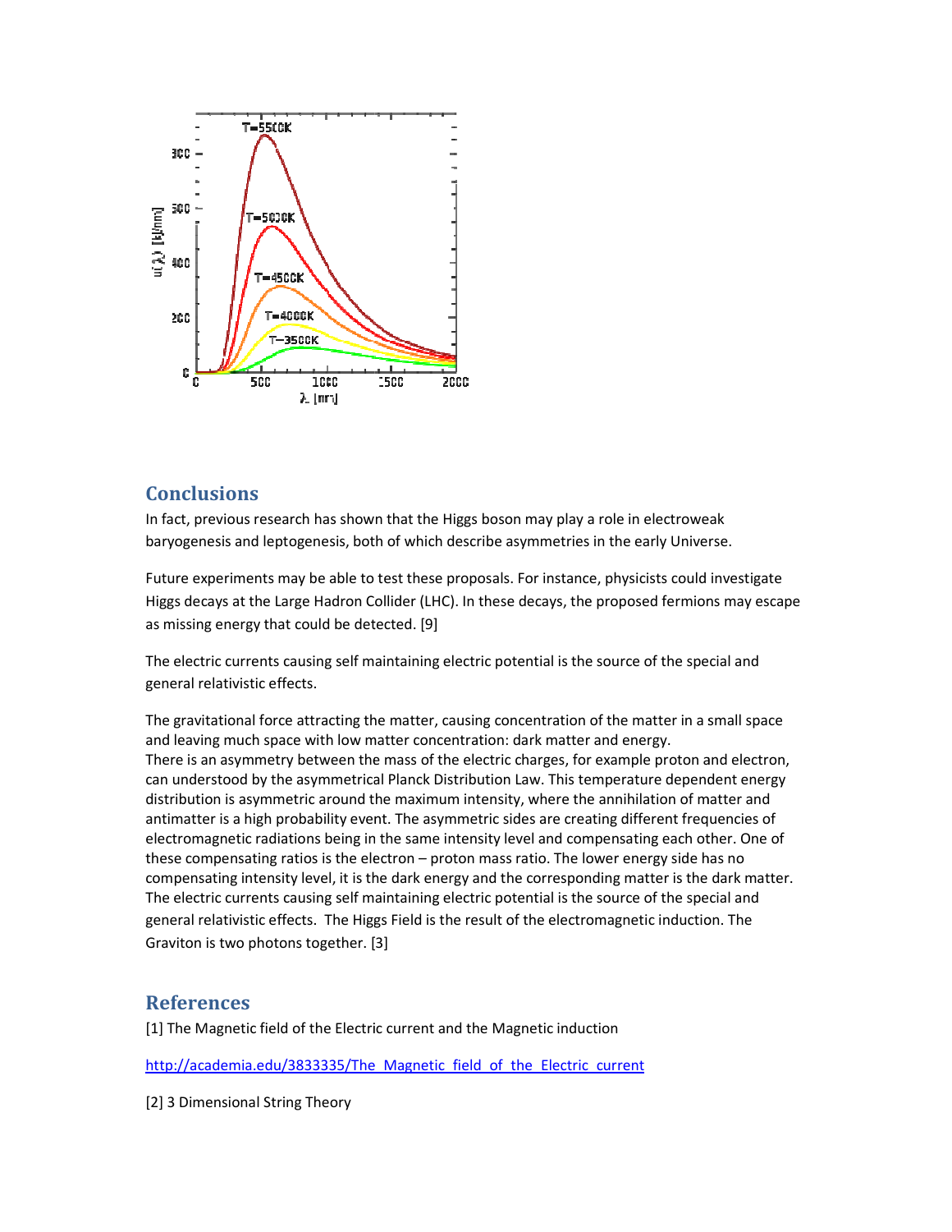## Conclusions

In fact, previous research has shown that the Higgs boson may play a role in electroweak baryogenesis and leptogenesis, both of which describe asymmetries in the early Universe.

Future experiments may be able to test these proposals. For instance, physicists could investigate Higgs decays at the Large Hadron Collider (LHC). In these decays, the proposed fermions may escape as missing energy that could be detected. [9]

The electric currents causing self maintaining electric potential is the source of the special and general relativistic effects.

The gravitational force attracting the matter, causing concentration of the matter in a small space and leaving much space with low matter concentration: dark matter and energy.
There is an asymmetry between the mass of the electric charges, for example proton and electron, can understood by the asymmetrical Planck Distribution Law. This temperature dependent energy distribution is asymmetric around the maximum intensity, where the annihilation of matter and antimatter is a high probability event. The asymmetric sides are creating different frequencies of electromagnetic radiations being in the same intensity level and compensating each other. One of these compensating ratios is the electron – proton mass ratio. The lower energy side has no compensating intensity level, it is the dark energy and the corresponding matter is the dark matter.
The electric currents causing self maintaining electric potential is the source of the special and general relativistic effects. The Higgs Field is the result of the electromagnetic induction. The Graviton is two photons together. [3]

## References

[1] The Magnetic field of the Electric current and the Magnetic induction

http://academia.edu/3833335/The_Magnetic_field_of_the_Electric_current

[2] 3 Dimensional String Theory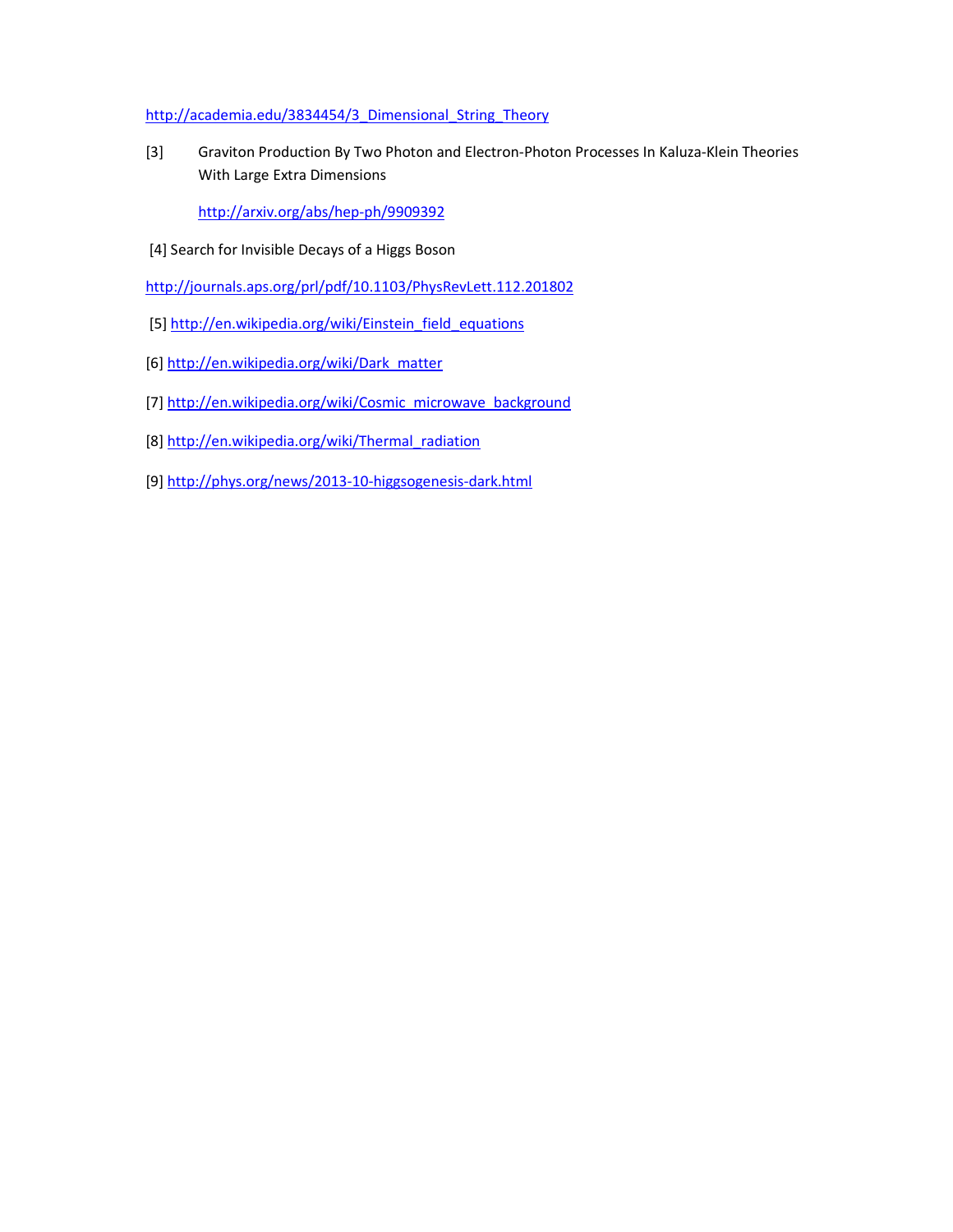http://academia.edu/3834454/3_Dimensional_String_Theory

[3] Graviton Production By Two Photon and Electron-Photon Processes In Kaluza-Klein Theories With Large Extra Dimensions

http://arxiv.org/abs/hep-ph/9909392

[4] Search for Invisible Decays of a Higgs Boson

http://journals.aps.org/prl/pdf/10.1103/PhysRevLett.112.201802

[5] http://en.wikipedia.org/wiki/Einstein_field_equations

[6] http://en.wikipedia.org/wiki/Dark_matter

[7] http://en.wikipedia.org/wiki/Cosmic_microwave_background

[8] http://en.wikipedia.org/wiki/Thermal_radiation

[9] http://phys.org/news/2013-10-higgsogenesis-dark.html